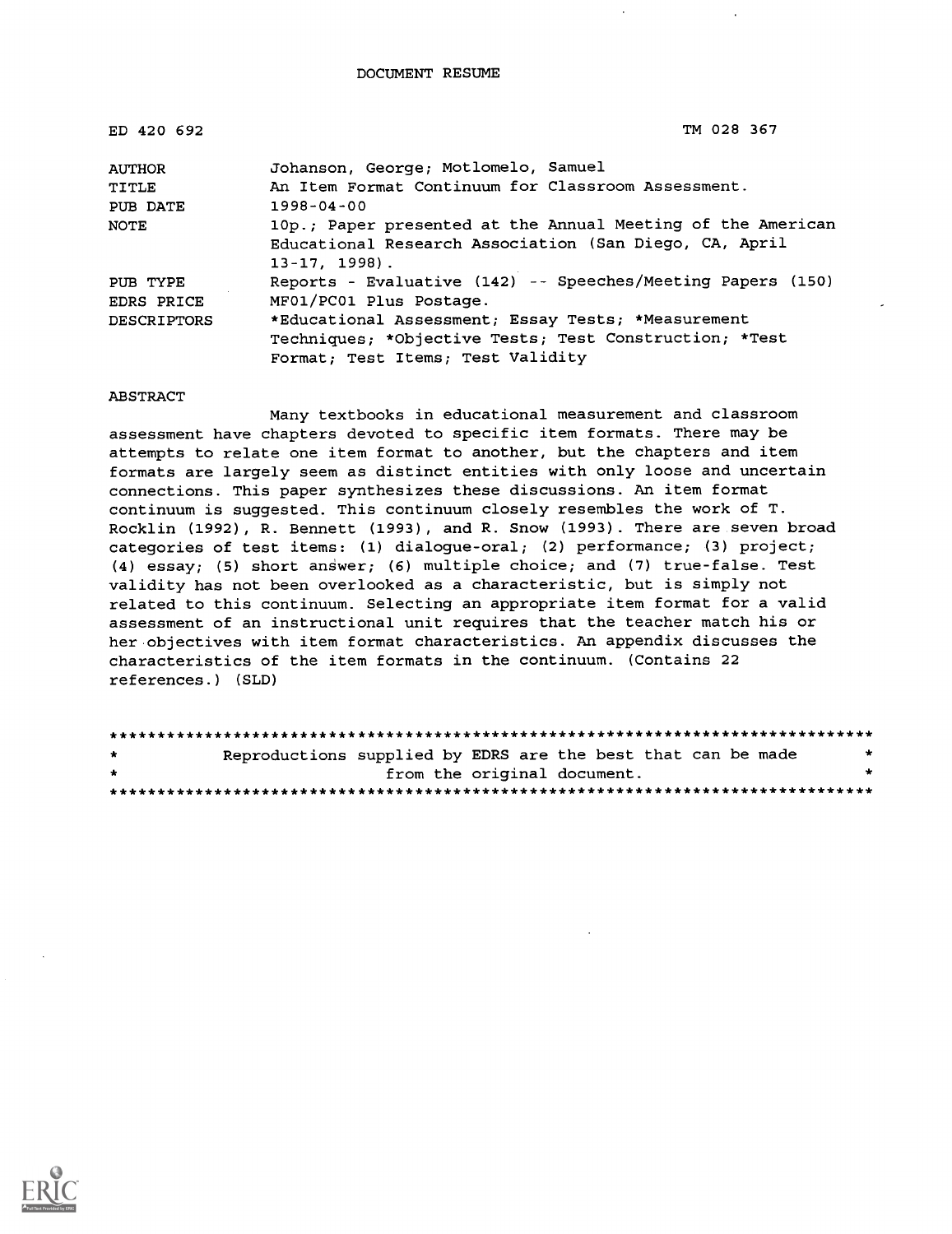DOCUMENT RESUME

| ED 420 692 | TM 028 367 |
|---|---|
| AUTHOR | Johanson, George; Motlomelo, Samuel |
| TITLE | An Item Format Continuum for Classroom Assessment. |
| PUB DATE | 1998-04-00 |
| NOTE | 10p.; Paper presented at the Annual Meeting of the American Educational Research Association (San Diego, CA, April 13-17, 1998). |
| PUB TYPE | Reports - Evaluative (142) -- Speeches/Meeting Papers (150) |
| EDRS PRICE | MF01/PC01 Plus Postage. |
| DESCRIPTORS | *Educational Assessment; Essay Tests; *Measurement Techniques; *Objective Tests; Test Construction; *Test Format; Test Items; Test Validity |

ABSTRACT

Many textbooks in educational measurement and classroom assessment have chapters devoted to specific item formats. There may be attempts to relate one item format to another, but the chapters and item formats are largely seem as distinct entities with only loose and uncertain connections. This paper synthesizes these discussions. An item format continuum is suggested. This continuum closely resembles the work of T. Rocklin (1992), R. Bennett (1993), and R. Snow (1993). There are seven broad categories of test items: (1) dialogue-oral; (2) performance; (3) project; (4) essay; (5) short answer; (6) multiple choice; and (7) true-false. Test validity has not been overlooked as a characteristic, but is simply not related to this continuum. Selecting an appropriate item format for a valid assessment of an instructional unit requires that the teacher match his or her objectives with item format characteristics. An appendix discusses the characteristics of the item formats in the continuum. (Contains 22 references.) (SLD)

********************************************************************************
* Reproductions supplied by EDRS are the best that can be made *
* from the original document. *
********************************************************************************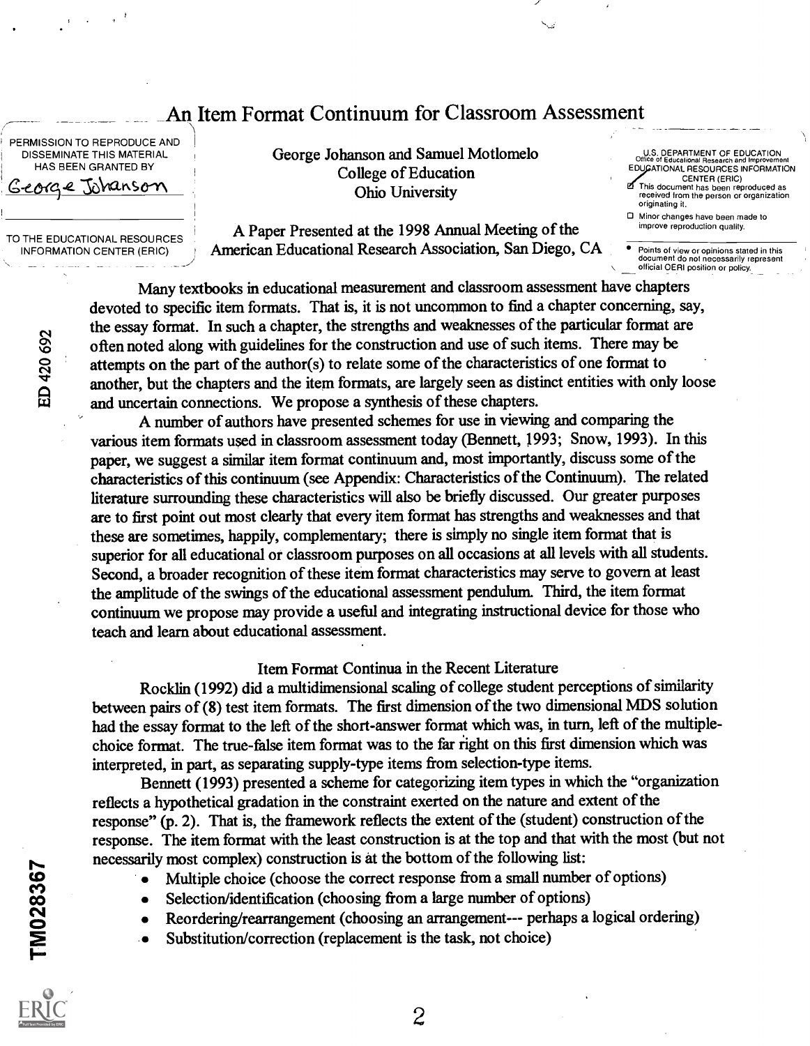# An Item Format Continuum for Classroom Assessment

George Johanson and Samuel Motlomelo
College of Education
Ohio University

A Paper Presented at the 1998 Annual Meeting of the American Educational Research Association, San Diego, CA

Many textbooks in educational measurement and classroom assessment have chapters devoted to specific item formats. That is, it is not uncommon to find a chapter concerning, say, the essay format. In such a chapter, the strengths and weaknesses of the particular format are often noted along with guidelines for the construction and use of such items. There may be attempts on the part of the author(s) to relate some of the characteristics of one format to another, but the chapters and the item formats, are largely seen as distinct entities with only loose and uncertain connections. We propose a synthesis of these chapters.

A number of authors have presented schemes for use in viewing and comparing the various item formats used in classroom assessment today (Bennett, 1993; Snow, 1993). In this paper, we suggest a similar item format continuum and, most importantly, discuss some of the characteristics of this continuum (see Appendix: Characteristics of the Continuum). The related literature surrounding these characteristics will also be briefly discussed. Our greater purposes are to first point out most clearly that every item format has strengths and weaknesses and that these are sometimes, happily, complementary; there is simply no single item format that is superior for all educational or classroom purposes on all occasions at all levels with all students. Second, a broader recognition of these item format characteristics may serve to govern at least the amplitude of the swings of the educational assessment pendulum. Third, the item format continuum we propose may provide a useful and integrating instructional device for those who teach and learn about educational assessment.

## Item Format Continua in the Recent Literature

Rocklin (1992) did a multidimensional scaling of college student perceptions of similarity between pairs of (8) test item formats. The first dimension of the two dimensional MDS solution had the essay format to the left of the short-answer format which was, in turn, left of the multiple-choice format. The true-false item format was to the far right on this first dimension which was interpreted, in part, as separating supply-type items from selection-type items.

Bennett (1993) presented a scheme for categorizing item types in which the "organization reflects a hypothetical gradation in the constraint exerted on the nature and extent of the response" (p. 2). That is, the framework reflects the extent of the (student) construction of the response. The item format with the least construction is at the top and that with the most (but not necessarily most complex) construction is at the bottom of the following list:

- Multiple choice (choose the correct response from a small number of options)
- Selection/identification (choosing from a large number of options)
- Reordering/rearrangement (choosing an arrangement--- perhaps a logical ordering)
- Substitution/correction (replacement is the task, not choice)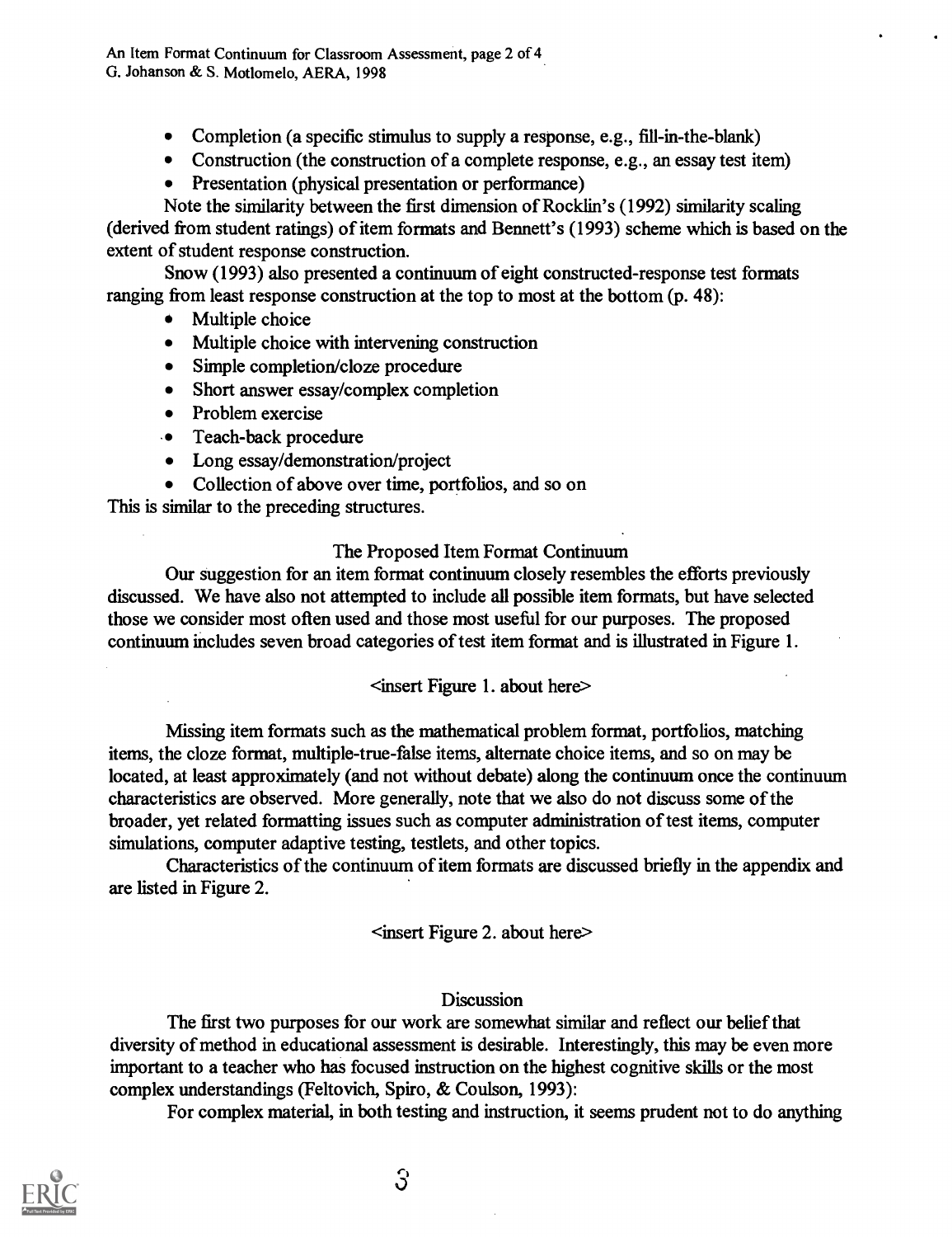- Completion (a specific stimulus to supply a response, e.g., fill-in-the-blank)
- Construction (the construction of a complete response, e.g., an essay test item)
- Presentation (physical presentation or performance)

Note the similarity between the first dimension of Rocklin's (1992) similarity scaling (derived from student ratings) of item formats and Bennett's (1993) scheme which is based on the extent of student response construction.

Snow (1993) also presented a continuum of eight constructed-response test formats ranging from least response construction at the top to most at the bottom (p. 48):

- Multiple choice
- Multiple choice with intervening construction
- Simple completion/cloze procedure
- Short answer essay/complex completion
- Problem exercise
- Teach-back procedure
- Long essay/demonstration/project
- Collection of above over time, portfolios, and so on

This is similar to the preceding structures.

## The Proposed Item Format Continuum

Our suggestion for an item format continuum closely resembles the efforts previously discussed. We have also not attempted to include all possible item formats, but have selected those we consider most often used and those most useful for our purposes. The proposed continuum includes seven broad categories of test item format and is illustrated in Figure 1.

<insert Figure 1. about here>

Missing item formats such as the mathematical problem format, portfolios, matching items, the cloze format, multiple-true-false items, alternate choice items, and so on may be located, at least approximately (and not without debate) along the continuum once the continuum characteristics are observed. More generally, note that we also do not discuss some of the broader, yet related formatting issues such as computer administration of test items, computer simulations, computer adaptive testing, testlets, and other topics.

Characteristics of the continuum of item formats are discussed briefly in the appendix and are listed in Figure 2.

<insert Figure 2. about here>

## Discussion

The first two purposes for our work are somewhat similar and reflect our belief that diversity of method in educational assessment is desirable. Interestingly, this may be even more important to a teacher who has focused instruction on the highest cognitive skills or the most complex understandings (Feltovich, Spiro, & Coulson, 1993):

For complex material, in both testing and instruction, it seems prudent not to do anything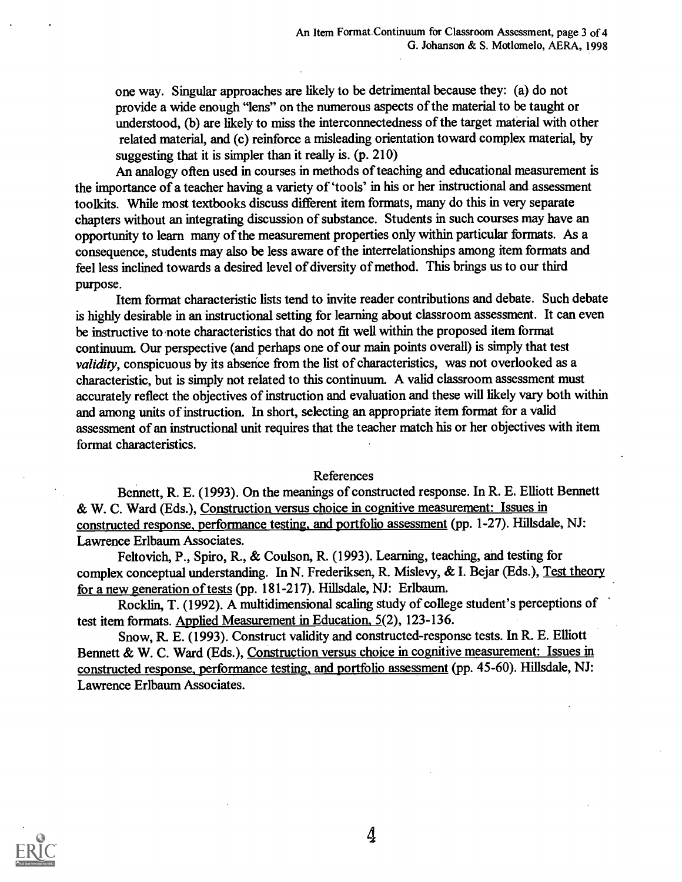> one way. Singular approaches are likely to be detrimental because they: (a) do not provide a wide enough "lens" on the numerous aspects of the material to be taught or understood, (b) are likely to miss the interconnectedness of the target material with other related material, and (c) reinforce a misleading orientation toward complex material, by suggesting that it is simpler than it really is. (p. 210)

An analogy often used in courses in methods of teaching and educational measurement is the importance of a teacher having a variety of 'tools' in his or her instructional and assessment toolkits. While most textbooks discuss different item formats, many do this in very separate chapters without an integrating discussion of substance. Students in such courses may have an opportunity to learn many of the measurement properties only within particular formats. As a consequence, students may also be less aware of the interrelationships among item formats and feel less inclined towards a desired level of diversity of method. This brings us to our third purpose.

Item format characteristic lists tend to invite reader contributions and debate. Such debate is highly desirable in an instructional setting for learning about classroom assessment. It can even be instructive to note characteristics that do not fit well within the proposed item format continuum. Our perspective (and perhaps one of our main points overall) is simply that test *validity*, conspicuous by its absence from the list of characteristics, was not overlooked as a characteristic, but is simply not related to this continuum. A valid classroom assessment must accurately reflect the objectives of instruction and evaluation and these will likely vary both within and among units of instruction. In short, selecting an appropriate item format for a valid assessment of an instructional unit requires that the teacher match his or her objectives with item format characteristics.

## References

Bennett, R. E. (1993). On the meanings of constructed response. In R. E. Elliott Bennett & W. C. Ward (Eds.), Construction versus choice in cognitive measurement: Issues in constructed response, performance testing, and portfolio assessment (pp. 1-27). Hillsdale, NJ: Lawrence Erlbaum Associates.

Feltovich, P., Spiro, R., & Coulson, R. (1993). Learning, teaching, and testing for complex conceptual understanding. In N. Frederiksen, R. Mislevy, & I. Bejar (Eds.), Test theory for a new generation of tests (pp. 181-217). Hillsdale, NJ: Erlbaum.

Rocklin, T. (1992). A multidimensional scaling study of college student's perceptions of test item formats. Applied Measurement in Education, 5(2), 123-136.

Snow, R. E. (1993). Construct validity and constructed-response tests. In R. E. Elliott Bennett & W. C. Ward (Eds.), Construction versus choice in cognitive measurement: Issues in constructed response, performance testing, and portfolio assessment (pp. 45-60). Hillsdale, NJ: Lawrence Erlbaum Associates.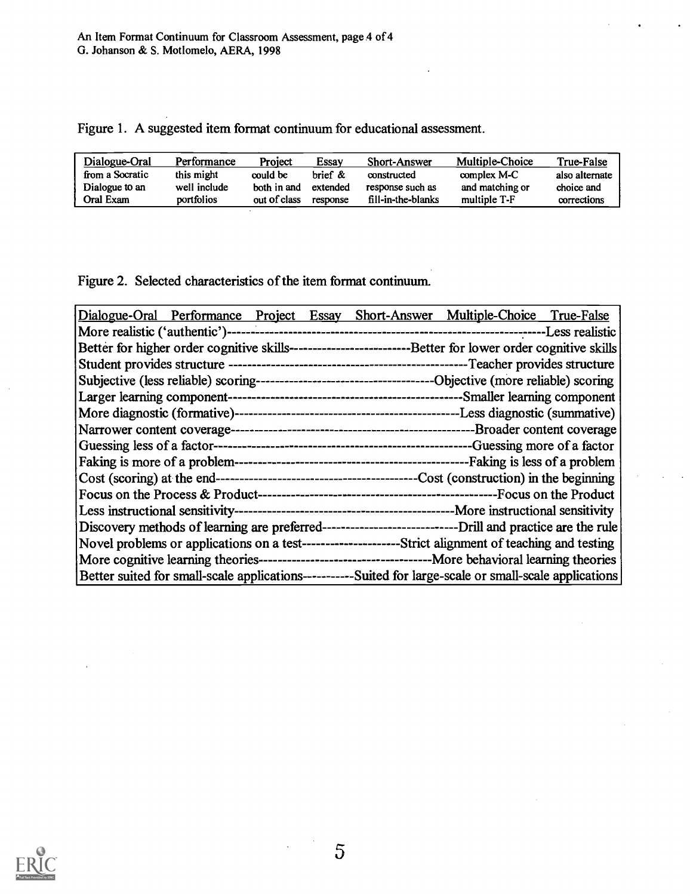Figure 1. A suggested item format continuum for educational assessment.

| Dialogue-Oral | Performance | Project | Essay | Short-Answer | Multiple-Choice | True-False |
|---|---|---|---|---|---|---|
| from a Socratic Dialogue to an Oral Exam | this might well include portfolios | could be both in and out of class | brief & extended response | constructed response such as fill-in-the-blanks | complex M-C and matching or multiple T-F | also alternate choice and corrections |

Figure 2. Selected characteristics of the item format continuum.

| Dialogue-Oral Performance Project Essay | Short-Answer Multiple-Choice True-False |
|---|---|
| More realistic ('authentic') | Less realistic |
| Better for higher order cognitive skills | Better for lower order cognitive skills |
| Student provides structure | Teacher provides structure |
| Subjective (less reliable) scoring | Objective (more reliable) scoring |
| Larger learning component | Smaller learning component |
| More diagnostic (formative) | Less diagnostic (summative) |
| Narrower content coverage | Broader content coverage |
| Guessing less of a factor | Guessing more of a factor |
| Faking is more of a problem | Faking is less of a problem |
| Cost (scoring) at the end | Cost (construction) in the beginning |
| Focus on the Process & Product | Focus on the Product |
| Less instructional sensitivity | More instructional sensitivity |
| Discovery methods of learning are preferred | Drill and practice are the rule |
| Novel problems or applications on a test | Strict alignment of teaching and testing |
| More cognitive learning theories | More behavioral learning theories |
| Better suited for small-scale applications | Suited for large-scale or small-scale applications |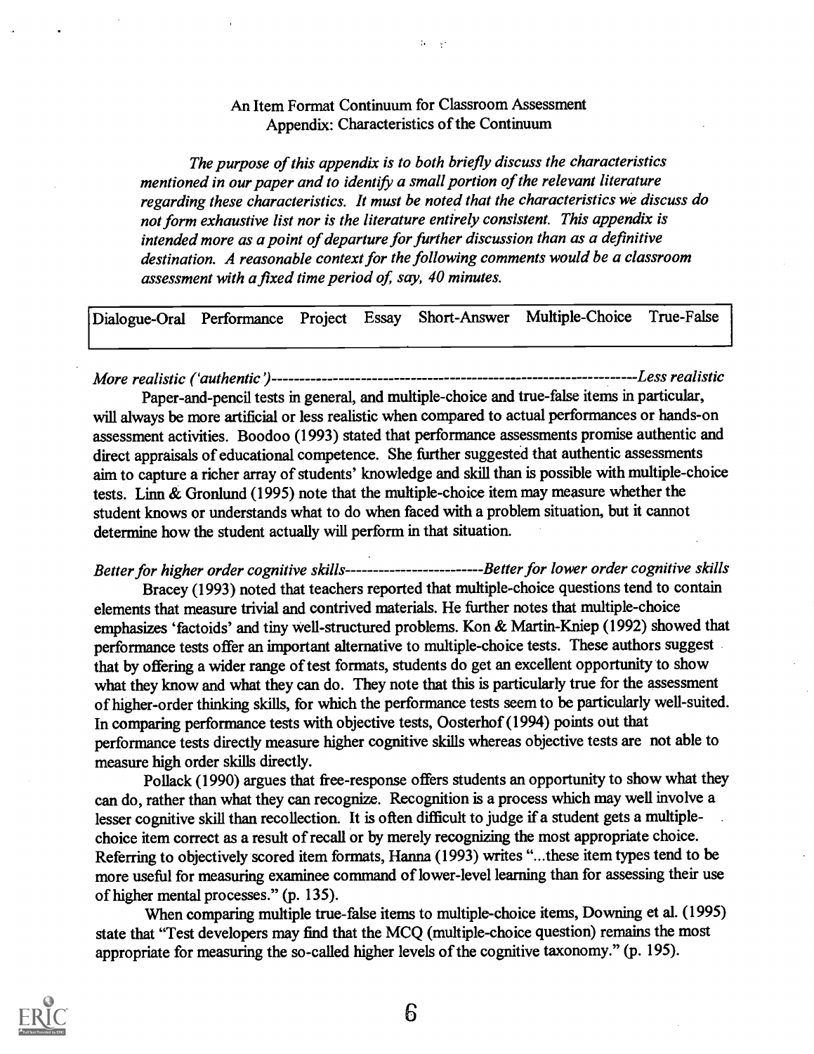An Item Format Continuum for Classroom Assessment
Appendix: Characteristics of the Continuum

*The purpose of this appendix is to both briefly discuss the characteristics mentioned in our paper and to identify a small portion of the relevant literature regarding these characteristics. It must be noted that the characteristics we discuss do not form exhaustive list nor is the literature entirely consistent. This appendix is intended more as a point of departure for further discussion than as a definitive destination. A reasonable context for the following comments would be a classroom assessment with a fixed time period of, say, 40 minutes.*

| Dialogue-Oral | Performance | Project | Essay | Short-Answer | Multiple-Choice | True-False |
|---|---|---|---|---|---|---|

*More realistic ('authentic')-----------------------------------------------------------------Less realistic*

Paper-and-pencil tests in general, and multiple-choice and true-false items in particular, will always be more artificial or less realistic when compared to actual performances or hands-on assessment activities. Boodoo (1993) stated that performance assessments promise authentic and direct appraisals of educational competence. She further suggested that authentic assessments aim to capture a richer array of students' knowledge and skill than is possible with multiple-choice tests. Linn & Gronlund (1995) note that the multiple-choice item may measure whether the student knows or understands what to do when faced with a problem situation, but it cannot determine how the student actually will perform in that situation.

*Better for higher order cognitive skills------------------------Better for lower order cognitive skills*

Bracey (1993) noted that teachers reported that multiple-choice questions tend to contain elements that measure trivial and contrived materials. He further notes that multiple-choice emphasizes 'factoids' and tiny well-structured problems. Kon & Martin-Kniep (1992) showed that performance tests offer an important alternative to multiple-choice tests. These authors suggest that by offering a wider range of test formats, students do get an excellent opportunity to show what they know and what they can do. They note that this is particularly true for the assessment of higher-order thinking skills, for which the performance tests seem to be particularly well-suited. In comparing performance tests with objective tests, Oosterhof (1994) points out that performance tests directly measure higher cognitive skills whereas objective tests are not able to measure high order skills directly.

Pollack (1990) argues that free-response offers students an opportunity to show what they can do, rather than what they can recognize. Recognition is a process which may well involve a lesser cognitive skill than recollection. It is often difficult to judge if a student gets a multiple-choice item correct as a result of recall or by merely recognizing the most appropriate choice. Referring to objectively scored item formats, Hanna (1993) writes "...these item types tend to be more useful for measuring examinee command of lower-level learning than for assessing their use of higher mental processes." (p. 135).

When comparing multiple true-false items to multiple-choice items, Downing et al. (1995) state that "Test developers may find that the MCQ (multiple-choice question) remains the most appropriate for measuring the so-called higher levels of the cognitive taxonomy." (p. 195).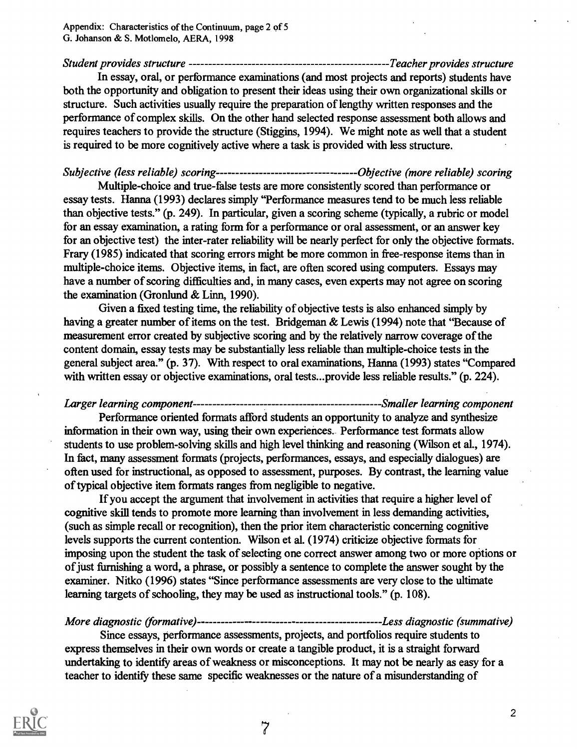*Student provides structure --------------------------------------------------Teacher provides structure*

In essay, oral, or performance examinations (and most projects and reports) students have both the opportunity and obligation to present their ideas using their own organizational skills or structure. Such activities usually require the preparation of lengthy written responses and the performance of complex skills. On the other hand selected response assessment both allows and requires teachers to provide the structure (Stiggins, 1994). We might note as well that a student is required to be more cognitively active where a task is provided with less structure.

*Subjective (less reliable) scoring-----------------------------------Objective (more reliable) scoring*

Multiple-choice and true-false tests are more consistently scored than performance or essay tests. Hanna (1993) declares simply "Performance measures tend to be much less reliable than objective tests." (p. 249). In particular, given a scoring scheme (typically, a rubric or model for an essay examination, a rating form for a performance or oral assessment, or an answer key for an objective test) the inter-rater reliability will be nearly perfect for only the objective formats. Frary (1985) indicated that scoring errors might be more common in free-response items than in multiple-choice items. Objective items, in fact, are often scored using computers. Essays may have a number of scoring difficulties and, in many cases, even experts may not agree on scoring the examination (Gronlund & Linn, 1990).

Given a fixed testing time, the reliability of objective tests is also enhanced simply by having a greater number of items on the test. Bridgeman & Lewis (1994) note that "Because of measurement error created by subjective scoring and by the relatively narrow coverage of the content domain, essay tests may be substantially less reliable than multiple-choice tests in the general subject area." (p. 37). With respect to oral examinations, Hanna (1993) states "Compared with written essay or objective examinations, oral tests...provide less reliable results." (p. 224).

*Larger learning component------------------------------------------------Smaller learning component*

Performance oriented formats afford students an opportunity to analyze and synthesize information in their own way, using their own experiences. Performance test formats allow students to use problem-solving skills and high level thinking and reasoning (Wilson et al., 1974). In fact, many assessment formats (projects, performances, essays, and especially dialogues) are often used for instructional, as opposed to assessment, purposes. By contrast, the learning value of typical objective item formats ranges from negligible to negative.

If you accept the argument that involvement in activities that require a higher level of cognitive skill tends to promote more learning than involvement in less demanding activities, (such as simple recall or recognition), then the prior item characteristic concerning cognitive levels supports the current contention. Wilson et al. (1974) criticize objective formats for imposing upon the student the task of selecting one correct answer among two or more options or of just furnishing a word, a phrase, or possibly a sentence to complete the answer sought by the examiner. Nitko (1996) states "Since performance assessments are very close to the ultimate learning targets of schooling, they may be used as instructional tools." (p. 108).

*More diagnostic (formative)----------------------------------------------Less diagnostic (summative)*

Since essays, performance assessments, projects, and portfolios require students to express themselves in their own words or create a tangible product, it is a straight forward undertaking to identify areas of weakness or misconceptions. It may not be nearly as easy for a teacher to identify these same specific weaknesses or the nature of a misunderstanding of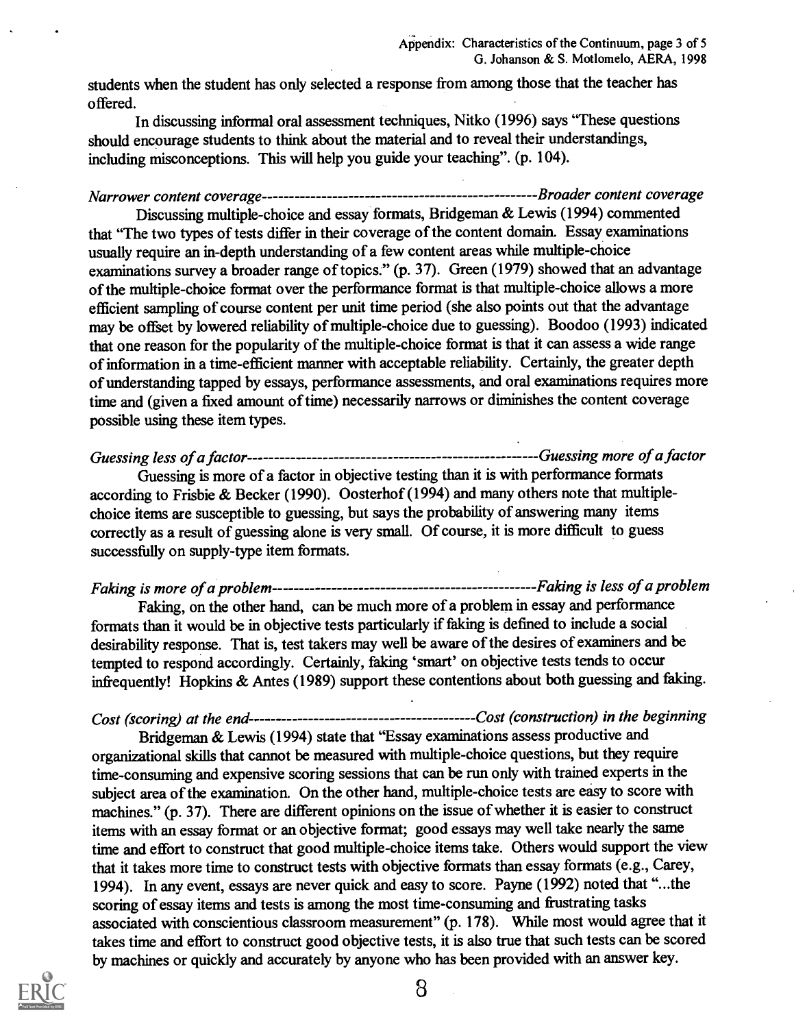students when the student has only selected a response from among those that the teacher has offered.

In discussing informal oral assessment techniques, Nitko (1996) says "These questions should encourage students to think about the material and to reveal their understandings, including misconceptions. This will help you guide your teaching". (p. 104).

*Narrower content coverage--------------------------------------------------Broader content coverage*

Discussing multiple-choice and essay formats, Bridgeman & Lewis (1994) commented that "The two types of tests differ in their coverage of the content domain. Essay examinations usually require an in-depth understanding of a few content areas while multiple-choice examinations survey a broader range of topics." (p. 37). Green (1979) showed that an advantage of the multiple-choice format over the performance format is that multiple-choice allows a more efficient sampling of course content per unit time period (she also points out that the advantage may be offset by lowered reliability of multiple-choice due to guessing). Boodoo (1993) indicated that one reason for the popularity of the multiple-choice format is that it can assess a wide range of information in a time-efficient manner with acceptable reliability. Certainly, the greater depth of understanding tapped by essays, performance assessments, and oral examinations requires more time and (given a fixed amount of time) necessarily narrows or diminishes the content coverage possible using these item types.

*Guessing less of a factor----------------------------------------------------Guessing more of a factor*

Guessing is more of a factor in objective testing than it is with performance formats according to Frisbie & Becker (1990). Oosterhof (1994) and many others note that multiple-choice items are susceptible to guessing, but says the probability of answering many items correctly as a result of guessing alone is very small. Of course, it is more difficult to guess successfully on supply-type item formats.

*Faking is more of a problem-----------------------------------------------Faking is less of a problem*

Faking, on the other hand, can be much more of a problem in essay and performance formats than it would be in objective tests particularly if faking is defined to include a social desirability response. That is, test takers may well be aware of the desires of examiners and be tempted to respond accordingly. Certainly, faking 'smart' on objective tests tends to occur infrequently! Hopkins & Antes (1989) support these contentions about both guessing and faking.

*Cost (scoring) at the end-----------------------------------------Cost (construction) in the beginning*

Bridgeman & Lewis (1994) state that "Essay examinations assess productive and organizational skills that cannot be measured with multiple-choice questions, but they require time-consuming and expensive scoring sessions that can be run only with trained experts in the subject area of the examination. On the other hand, multiple-choice tests are easy to score with machines." (p. 37). There are different opinions on the issue of whether it is easier to construct items with an essay format or an objective format; good essays may well take nearly the same time and effort to construct that good multiple-choice items take. Others would support the view that it takes more time to construct tests with objective formats than essay formats (e.g., Carey, 1994). In any event, essays are never quick and easy to score. Payne (1992) noted that "...the scoring of essay items and tests is among the most time-consuming and frustrating tasks associated with conscientious classroom measurement" (p. 178). While most would agree that it takes time and effort to construct good objective tests, it is also true that such tests can be scored by machines or quickly and accurately by anyone who has been provided with an answer key.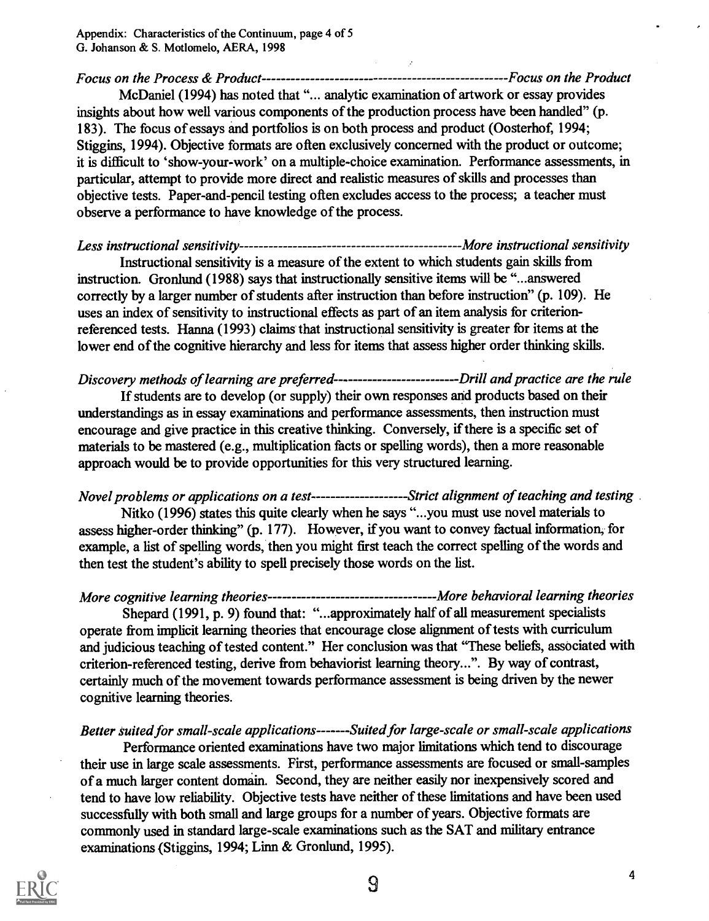*Focus on the Process & Product---------------------------------------------------Focus on the Product*

McDaniel (1994) has noted that "... analytic examination of artwork or essay provides insights about how well various components of the production process have been handled" (p. 183). The focus of essays and portfolios is on both process and product (Oosterhof, 1994; Stiggins, 1994). Objective formats are often exclusively concerned with the product or outcome; it is difficult to 'show-your-work' on a multiple-choice examination. Performance assessments, in particular, attempt to provide more direct and realistic measures of skills and processes than objective tests. Paper-and-pencil testing often excludes access to the process; a teacher must observe a performance to have knowledge of the process.

*Less instructional sensitivity---------------------------------------------More instructional sensitivity*

Instructional sensitivity is a measure of the extent to which students gain skills from instruction. Gronlund (1988) says that instructionally sensitive items will be "...answered correctly by a larger number of students after instruction than before instruction" (p. 109). He uses an index of sensitivity to instructional effects as part of an item analysis for criterion-referenced tests. Hanna (1993) claims that instructional sensitivity is greater for items at the lower end of the cognitive hierarchy and less for items that assess higher order thinking skills.

*Discovery methods of learning are preferred-------------------------Drill and practice are the rule*

If students are to develop (or supply) their own responses and products based on their understandings as in essay examinations and performance assessments, then instruction must encourage and give practice in this creative thinking. Conversely, if there is a specific set of materials to be mastered (e.g., multiplication facts or spelling words), then a more reasonable approach would be to provide opportunities for this very structured learning.

*Novel problems or applications on a test--------------------Strict alignment of teaching and testing*

Nitko (1996) states this quite clearly when he says "...you must use novel materials to assess higher-order thinking" (p. 177). However, if you want to convey factual information, for example, a list of spelling words, then you might first teach the correct spelling of the words and then test the student's ability to spell precisely those words on the list.

*More cognitive learning theories----------------------------------More behavioral learning theories*

Shepard (1991, p. 9) found that: "...approximately half of all measurement specialists operate from implicit learning theories that encourage close alignment of tests with curriculum and judicious teaching of tested content." Her conclusion was that "These beliefs, associated with criterion-referenced testing, derive from behaviorist learning theory...". By way of contrast, certainly much of the movement towards performance assessment is being driven by the newer cognitive learning theories.

*Better suited for small-scale applications-------Suited for large-scale or small-scale applications*

Performance oriented examinations have two major limitations which tend to discourage their use in large scale assessments. First, performance assessments are focused or small-samples of a much larger content domain. Second, they are neither easily nor inexpensively scored and tend to have low reliability. Objective tests have neither of these limitations and have been used successfully with both small and large groups for a number of years. Objective formats are commonly used in standard large-scale examinations such as the SAT and military entrance examinations (Stiggins, 1994; Linn & Gronlund, 1995).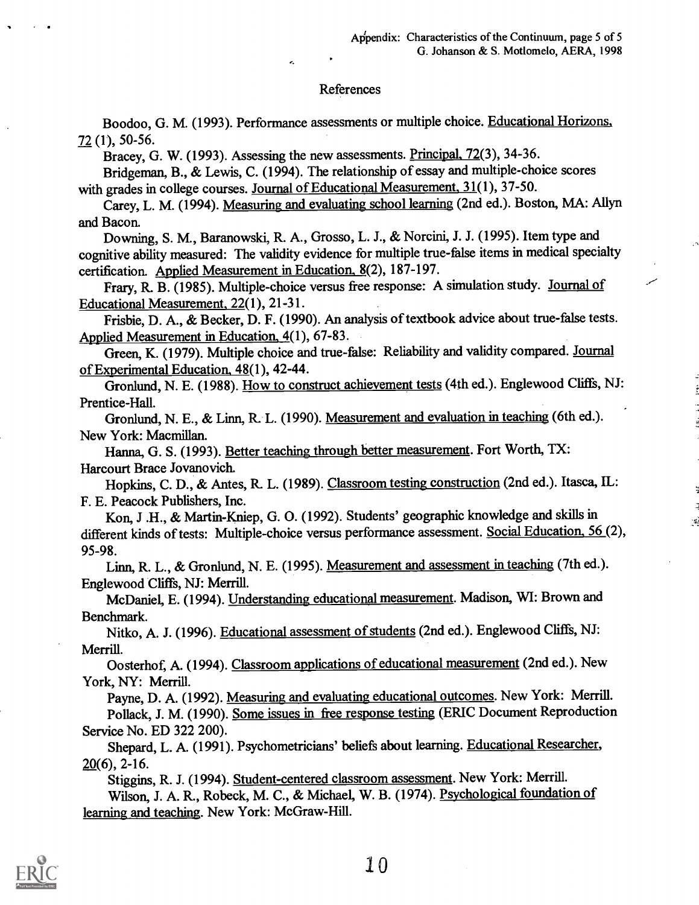## References

Boodoo, G. M. (1993). Performance assessments or multiple choice. Educational Horizons, 72 (1), 50-56.

Bracey, G. W. (1993). Assessing the new assessments. Principal, 72(3), 34-36.

Bridgeman, B., & Lewis, C. (1994). The relationship of essay and multiple-choice scores with grades in college courses. Journal of Educational Measurement, 31(1), 37-50.

Carey, L. M. (1994). Measuring and evaluating school learning (2nd ed.). Boston, MA: Allyn and Bacon.

Downing, S. M., Baranowski, R. A., Grosso, L. J., & Norcini, J. J. (1995). Item type and cognitive ability measured: The validity evidence for multiple true-false items in medical specialty certification. Applied Measurement in Education, 8(2), 187-197.

Frary, R. B. (1985). Multiple-choice versus free response: A simulation study. Journal of Educational Measurement, 22(1), 21-31.

Frisbie, D. A., & Becker, D. F. (1990). An analysis of textbook advice about true-false tests. Applied Measurement in Education, 4(1), 67-83.

Green, K. (1979). Multiple choice and true-false: Reliability and validity compared. Journal of Experimental Education, 48(1), 42-44.

Gronlund, N. E. (1988). How to construct achievement tests (4th ed.). Englewood Cliffs, NJ: Prentice-Hall.

Gronlund, N. E., & Linn, R. L. (1990). Measurement and evaluation in teaching (6th ed.). New York: Macmillan.

Hanna, G. S. (1993). Better teaching through better measurement. Fort Worth, TX: Harcourt Brace Jovanovich.

Hopkins, C. D., & Antes, R. L. (1989). Classroom testing construction (2nd ed.). Itasca, IL: F. E. Peacock Publishers, Inc.

Kon, J .H., & Martin-Kniep, G. O. (1992). Students' geographic knowledge and skills in different kinds of tests: Multiple-choice versus performance assessment. Social Education, 56 (2), 95-98.

Linn, R. L., & Gronlund, N. E. (1995). Measurement and assessment in teaching (7th ed.). Englewood Cliffs, NJ: Merrill.

McDaniel, E. (1994). Understanding educational measurement. Madison, WI: Brown and Benchmark.

Nitko, A. J. (1996). Educational assessment of students (2nd ed.). Englewood Cliffs, NJ: Merrill.

Oosterhof, A. (1994). Classroom applications of educational measurement (2nd ed.). New York, NY: Merrill.

Payne, D. A. (1992). Measuring and evaluating educational outcomes. New York: Merrill.

Pollack, J. M. (1990). Some issues in free response testing (ERIC Document Reproduction Service No. ED 322 200).

Shepard, L. A. (1991). Psychometricians' beliefs about learning. Educational Researcher, 20(6), 2-16.

Stiggins, R. J. (1994). Student-centered classroom assessment. New York: Merrill.

Wilson, J. A. R., Robeck, M. C., & Michael, W. B. (1974). Psychological foundation of learning and teaching. New York: McGraw-Hill.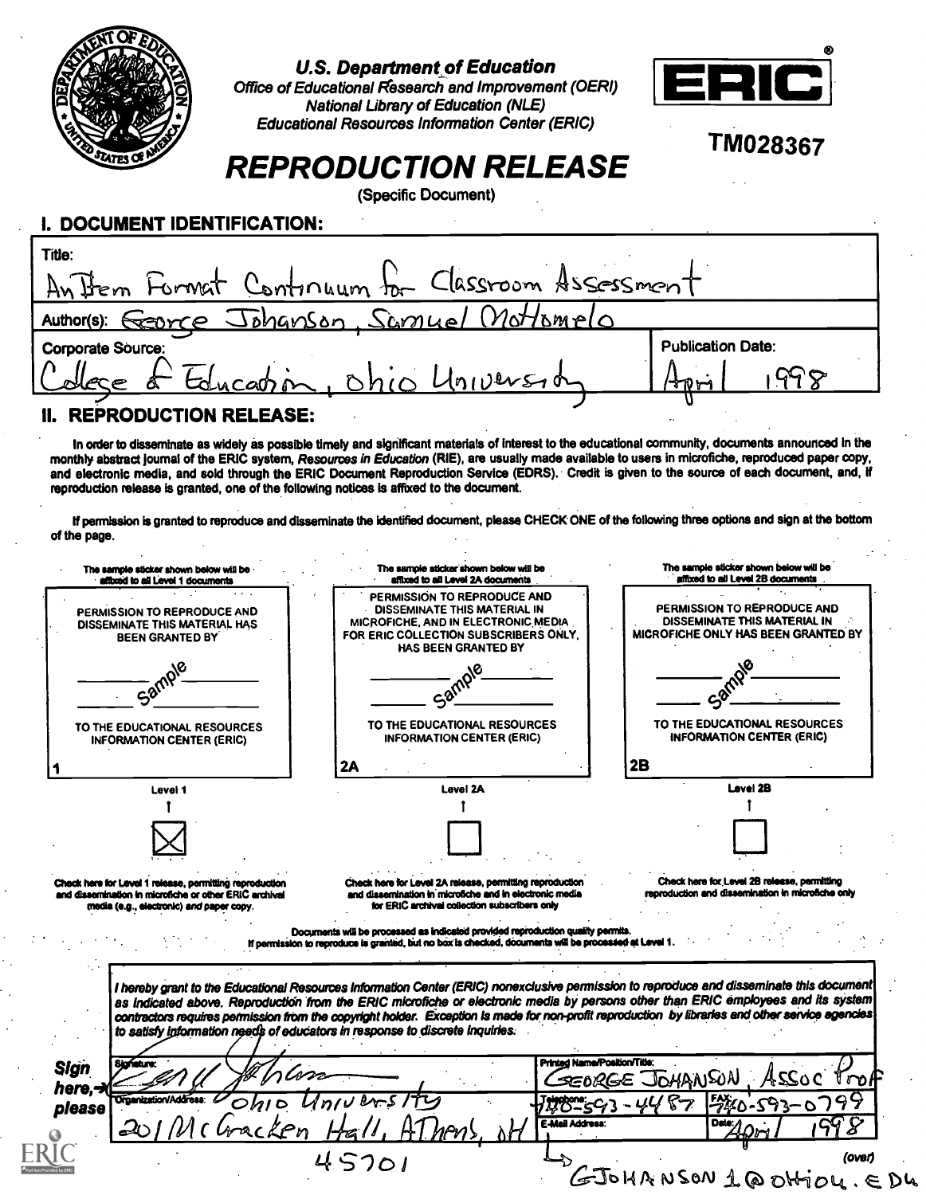U.S. Department of Education
Office of Educational Research and Improvement (OERI)
National Library of Education (NLE)
Educational Resources Information Center (ERIC)

ERIC®

TM028367

# REPRODUCTION RELEASE

(Specific Document)

## I. DOCUMENT IDENTIFICATION:

| | |
|---|---|
| Title: An Item Format Continuum for Classroom Assessment | |
| Author(s): George Johanson, Samuel Mottomelo | |
| Corporate Source: College of Education, Ohio University | Publication Date: April 1998 |

## II. REPRODUCTION RELEASE:

In order to disseminate as widely as possible timely and significant materials of interest to the educational community, documents announced in the monthly abstract journal of the ERIC system, *Resources in Education* (RIE), are usually made available to users in microfiche, reproduced paper copy, and electronic media, and sold through the ERIC Document Reproduction Service (EDRS). Credit is given to the source of each document, and, if reproduction release is granted, one of the following notices is affixed to the document.

If permission is granted to reproduce and disseminate the identified document, please CHECK ONE of the following three options and sign at the bottom of the page.

| The sample sticker shown below will be affixed to all Level 1 documents | The sample sticker shown below will be affixed to all Level 2A documents | The sample sticker shown below will be affixed to all Level 2B documents |
|---|---|---|
| PERMISSION TO REPRODUCE AND DISSEMINATE THIS MATERIAL HAS BEEN GRANTED BY Sample TO THE EDUCATIONAL RESOURCES INFORMATION CENTER (ERIC) | PERMISSION TO REPRODUCE AND DISSEMINATE THIS MATERIAL IN MICROFICHE, AND IN ELECTRONIC MEDIA FOR ERIC COLLECTION SUBSCRIBERS ONLY, HAS BEEN GRANTED BY Sample TO THE EDUCATIONAL RESOURCES INFORMATION CENTER (ERIC) | PERMISSION TO REPRODUCE AND DISSEMINATE THIS MATERIAL IN MICROFICHE ONLY HAS BEEN GRANTED BY Sample TO THE EDUCATIONAL RESOURCES INFORMATION CENTER (ERIC) |
| 1 | 2A | 2B |
| Level 1 | Level 2A | Level 2B |
| ☒ | ☐ | ☐ |
| Check here for Level 1 release, permitting reproduction and dissemination in microfiche or other ERIC archival media (e.g., electronic) *and* paper copy. | Check here for Level 2A release, permitting reproduction and dissemination in microfiche and in electronic media for ERIC archival collection subscribers only | Check here for Level 2B release, permitting reproduction and dissemination in microfiche only |

Documents will be processed as indicated provided reproduction quality permits.
If permission to reproduce is granted, but no box is checked, documents will be processed at Level 1.

*I hereby grant to the Educational Resources Information Center (ERIC) nonexclusive permission to reproduce and disseminate this document as indicated above. Reproduction from the ERIC microfiche or electronic media by persons other than ERIC employees and its system contractors requires permission from the copyright holder. Exception is made for non-profit reproduction by libraries and other service agencies to satisfy information needs of educators in response to discrete inquiries.*

**Sign here, → please**

| | |
|---|---|
| Signature: [signature] | Printed Name/Position/Title: GEORGE JOHANSON, ASSOC PROF |
| Organization/Address: Ohio University 201 McCracken Hall, Athens, OH 45701 | Telephone: 740-593-4487 FAX: 740-593-0799 |
| | E-Mail Address: GJOHANSON1@OHIOU.EDU Date: April 1998 |

(over)